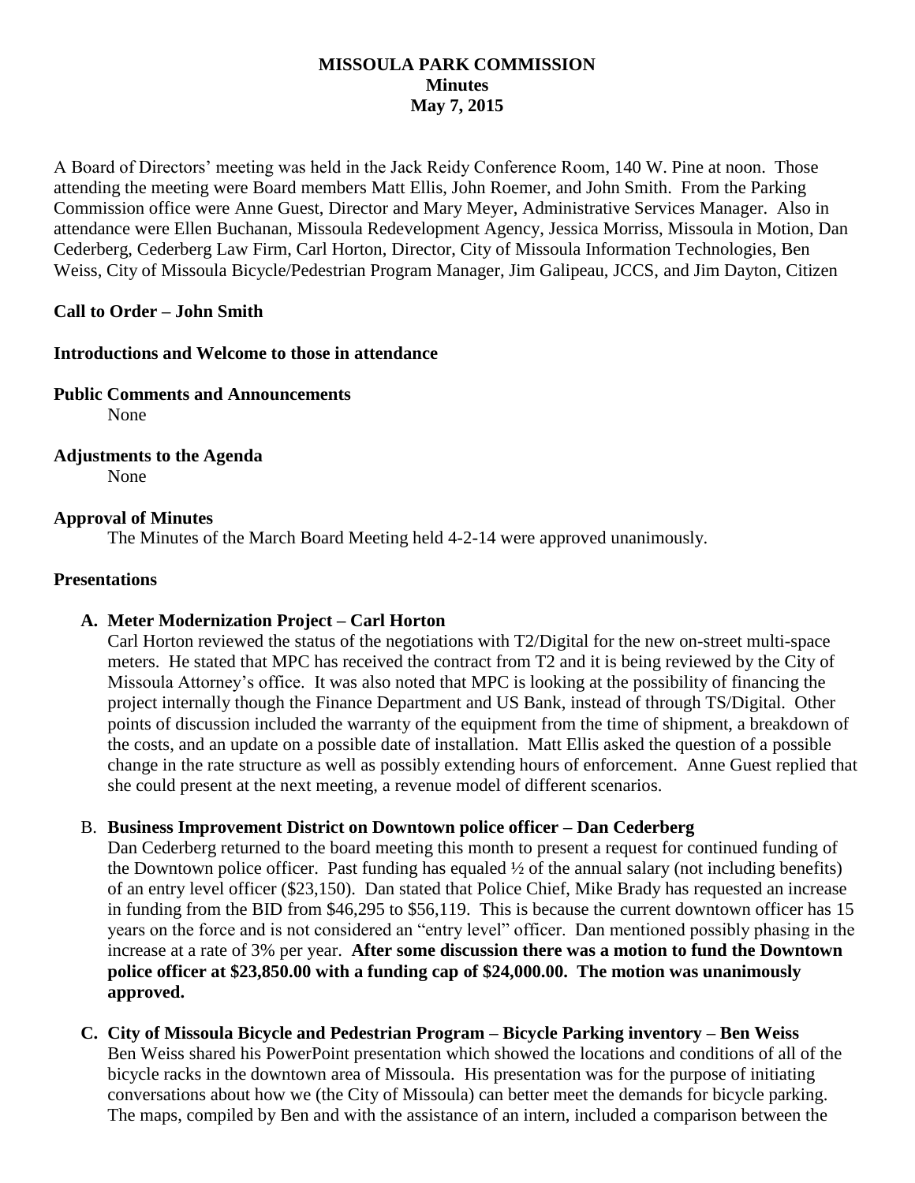**MISSOULA PARK COMMISSION**
**Minutes**
**May 7, 2015**

A Board of Directors' meeting was held in the Jack Reidy Conference Room, 140 W. Pine at noon. Those attending the meeting were Board members Matt Ellis, John Roemer, and John Smith. From the Parking Commission office were Anne Guest, Director and Mary Meyer, Administrative Services Manager. Also in attendance were Ellen Buchanan, Missoula Redevelopment Agency, Jessica Morriss, Missoula in Motion, Dan Cederberg, Cederberg Law Firm, Carl Horton, Director, City of Missoula Information Technologies, Ben Weiss, City of Missoula Bicycle/Pedestrian Program Manager, Jim Galipeau, JCCS, and Jim Dayton, Citizen

**Call to Order – John Smith**

**Introductions and Welcome to those in attendance**

**Public Comments and Announcements**

None

**Adjustments to the Agenda**

None

**Approval of Minutes**

The Minutes of the March Board Meeting held 4-2-14 were approved unanimously.

**Presentations**

**A. Meter Modernization Project – Carl Horton**

Carl Horton reviewed the status of the negotiations with T2/Digital for the new on-street multi-space meters. He stated that MPC has received the contract from T2 and it is being reviewed by the City of Missoula Attorney's office. It was also noted that MPC is looking at the possibility of financing the project internally though the Finance Department and US Bank, instead of through TS/Digital. Other points of discussion included the warranty of the equipment from the time of shipment, a breakdown of the costs, and an update on a possible date of installation. Matt Ellis asked the question of a possible change in the rate structure as well as possibly extending hours of enforcement. Anne Guest replied that she could present at the next meeting, a revenue model of different scenarios.

B. **Business Improvement District on Downtown police officer – Dan Cederberg**

Dan Cederberg returned to the board meeting this month to present a request for continued funding of the Downtown police officer. Past funding has equaled ½ of the annual salary (not including benefits) of an entry level officer ($23,150). Dan stated that Police Chief, Mike Brady has requested an increase in funding from the BID from $46,295 to $56,119. This is because the current downtown officer has 15 years on the force and is not considered an "entry level" officer. Dan mentioned possibly phasing in the increase at a rate of 3% per year. **After some discussion there was a motion to fund the Downtown police officer at $23,850.00 with a funding cap of $24,000.00. The motion was unanimously approved.**

**C. City of Missoula Bicycle and Pedestrian Program – Bicycle Parking inventory – Ben Weiss**

Ben Weiss shared his PowerPoint presentation which showed the locations and conditions of all of the bicycle racks in the downtown area of Missoula. His presentation was for the purpose of initiating conversations about how we (the City of Missoula) can better meet the demands for bicycle parking. The maps, compiled by Ben and with the assistance of an intern, included a comparison between the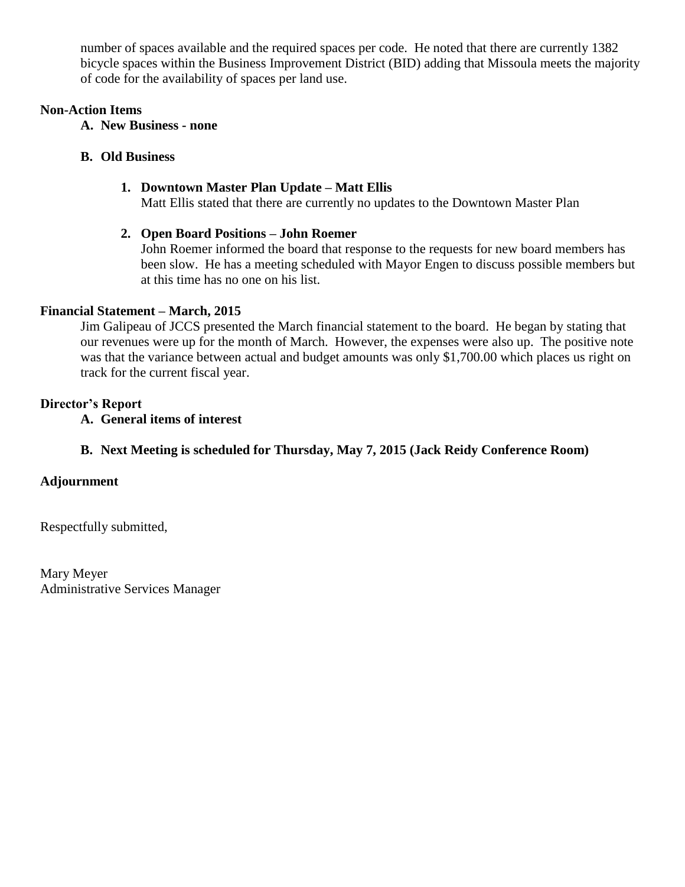number of spaces available and the required spaces per code. He noted that there are currently 1382 bicycle spaces within the Business Improvement District (BID) adding that Missoula meets the majority of code for the availability of spaces per land use.

**Non-Action Items**

**A. New Business - none**

**B. Old Business**

1. **Downtown Master Plan Update – Matt Ellis**
   Matt Ellis stated that there are currently no updates to the Downtown Master Plan

2. **Open Board Positions – John Roemer**
   John Roemer informed the board that response to the requests for new board members has been slow. He has a meeting scheduled with Mayor Engen to discuss possible members but at this time has no one on his list.

**Financial Statement – March, 2015**

Jim Galipeau of JCCS presented the March financial statement to the board. He began by stating that our revenues were up for the month of March. However, the expenses were also up. The positive note was that the variance between actual and budget amounts was only $1,700.00 which places us right on track for the current fiscal year.

**Director's Report**

**A. General items of interest**

**B. Next Meeting is scheduled for Thursday, May 7, 2015 (Jack Reidy Conference Room)**

**Adjournment**

Respectfully submitted,

Mary Meyer
Administrative Services Manager